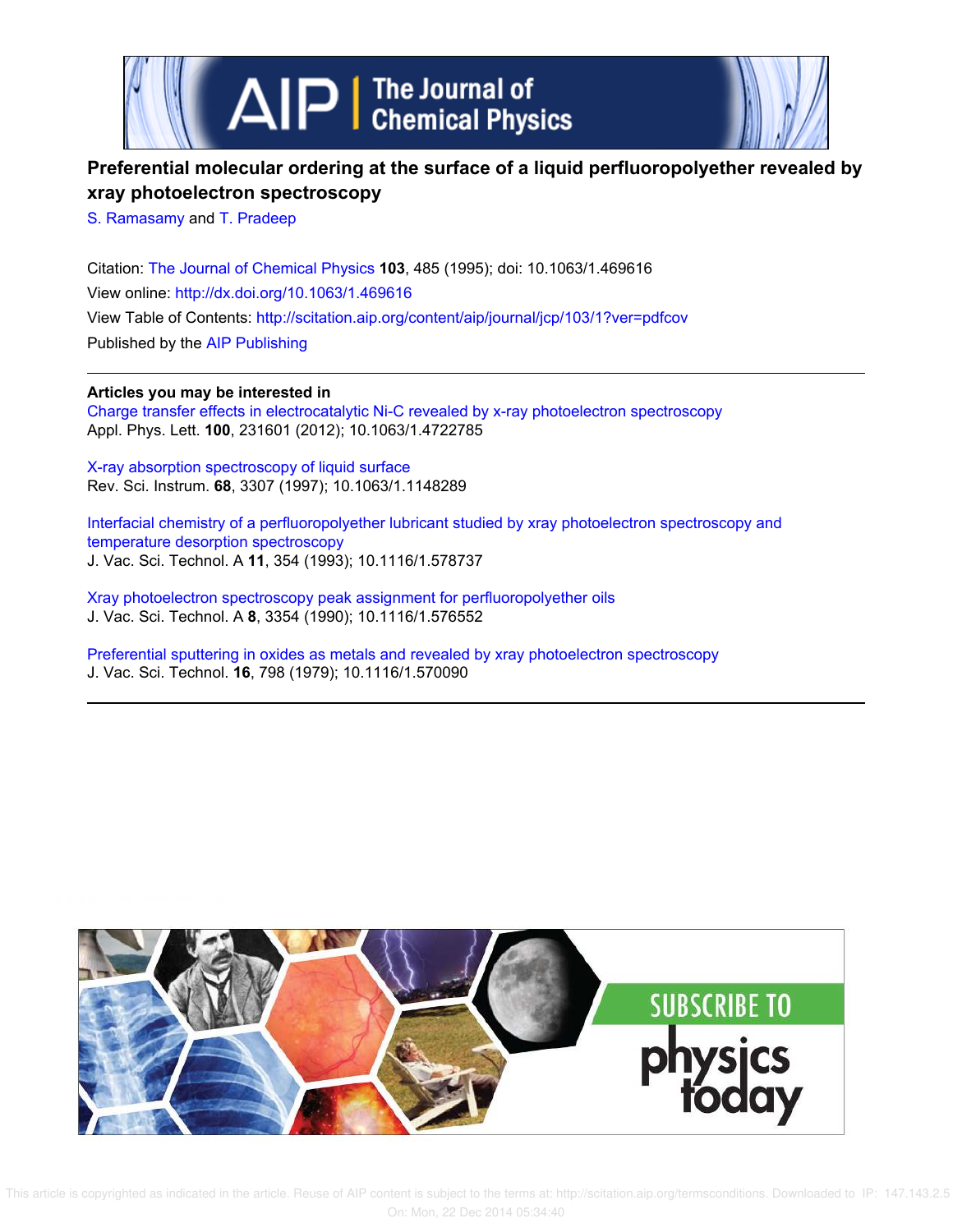# Preferential molecular ordering at the surface of a liquid perfluoropolyether revealed by xray photoelectron spectroscopy

S. Ramasamy and T. Pradeep

Citation: The Journal of Chemical Physics **103**, 485 (1995); doi: 10.1063/1.469616
View online: http://dx.doi.org/10.1063/1.469616
View Table of Contents: http://scitation.aip.org/content/aip/journal/jcp/103/1?ver=pdfcov
Published by the AIP Publishing

**Articles you may be interested in**

Charge transfer effects in electrocatalytic Ni-C revealed by x-ray photoelectron spectroscopy
Appl. Phys. Lett. **100**, 231601 (2012); 10.1063/1.4722785

X-ray absorption spectroscopy of liquid surface
Rev. Sci. Instrum. **68**, 3307 (1997); 10.1063/1.1148289

Interfacial chemistry of a perfluoropolyether lubricant studied by xray photoelectron spectroscopy and temperature desorption spectroscopy
J. Vac. Sci. Technol. A **11**, 354 (1993); 10.1116/1.578737

Xray photoelectron spectroscopy peak assignment for perfluoropolyether oils
J. Vac. Sci. Technol. A **8**, 3354 (1990); 10.1116/1.576552

Preferential sputtering in oxides as metals and revealed by xray photoelectron spectroscopy
J. Vac. Sci. Technol. **16**, 798 (1979); 10.1116/1.570090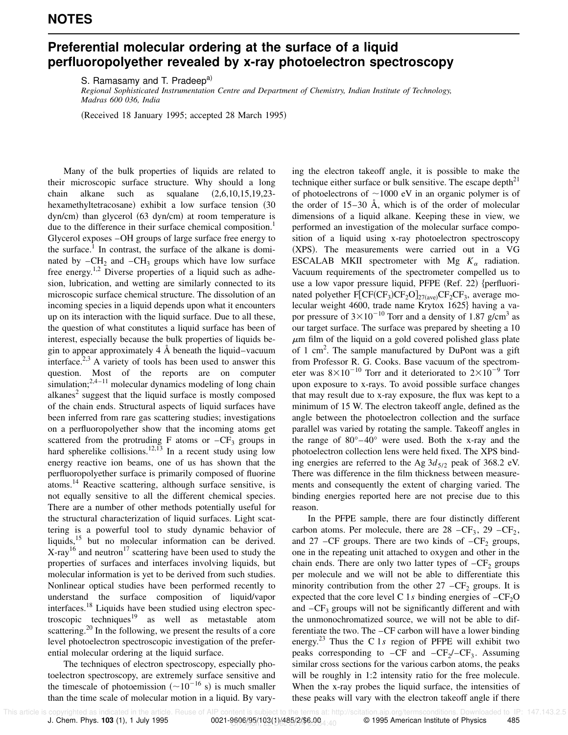**NOTES**

# Preferential molecular ordering at the surface of a liquid perfluoropolyether revealed by x-ray photoelectron spectroscopy

S. Ramasamy and T. Pradeep[a)]

*Regional Sophisticated Instrumentation Centre and Department of Chemistry, Indian Institute of Technology, Madras 600 036, India*

(Received 18 January 1995; accepted 28 March 1995)

Many of the bulk properties of liquids are related to their microscopic surface structure. Why should a long chain alkane such as squalane (2,6,10,15,19,23-hexamethyltetracosane) exhibit a low surface tension (30 dyn/cm) than glycerol (63 dyn/cm) at room temperature is due to the difference in their surface chemical composition.[1] Glycerol exposes –OH groups of large surface free energy to the surface.[1] In contrast, the surface of the alkane is dominated by $-CH_2$ and $-CH_3$ groups which have low surface free energy.[1,2] Diverse properties of a liquid such as adhesion, lubrication, and wetting are similarly connected to its microscopic surface chemical structure. The dissolution of an incoming species in a liquid depends upon what it encounters up on its interaction with the liquid surface. Due to all these, the question of what constitutes a liquid surface has been of interest, especially because the bulk properties of liquids begin to appear approximately 4 Å beneath the liquid–vacuum interface.[2,3] A variety of tools has been used to answer this question. Most of the reports are on computer simulation;[2,4–11] molecular dynamics modeling of long chain alkanes[2] suggest that the liquid surface is mostly composed of the chain ends. Structural aspects of liquid surfaces have been inferred from rare gas scattering studies; investigations on a perfluoropolyether show that the incoming atoms get scattered from the protruding F atoms or $-CF_3$ groups in hard spherelike collisions.[12,13] In a recent study using low energy reactive ion beams, one of us has shown that the perfluoropolyether surface is primarily composed of fluorine atoms.[14] Reactive scattering, although surface sensitive, is not equally sensitive to all the different chemical species. There are a number of other methods potentially useful for the structural characterization of liquid surfaces. Light scattering is a powerful tool to study dynamic behavior of liquids,[15] but no molecular information can be derived. X-ray[16] and neutron[17] scattering have been used to study the properties of surfaces and interfaces involving liquids, but molecular information is yet to be derived from such studies. Nonlinear optical studies have been performed recently to understand the surface composition of liquid/vapor interfaces.[18] Liquids have been studied using electron spectroscopic techniques[19] as well as metastable atom scattering.[20] In the following, we present the results of a core level photoelectron spectroscopic investigation of the preferential molecular ordering at the liquid surface.

The techniques of electron spectroscopy, especially photoelectron spectroscopy, are extremely surface sensitive and the timescale of photoemission ($\sim 10^{-16}$ s) is much smaller than the time scale of molecular motion in a liquid. By varying the electron takeoff angle, it is possible to make the technique either surface or bulk sensitive. The escape depth[21] of photoelectrons of ~1000 eV in an organic polymer is of the order of 15–30 Å, which is of the order of molecular dimensions of a liquid alkane. Keeping these in view, we performed an investigation of the molecular surface composition of a liquid using x-ray photoelectron spectroscopy (XPS). The measurements were carried out in a VG ESCALAB MKII spectrometer with Mg $K_\alpha$ radiation. Vacuum requirements of the spectrometer compelled us to use a low vapor pressure liquid, PFPE (Ref. 22) {perfluorinated polyether $F[CF(CF_3)CF_2O]_{27(ave)}CF_2CF_3$, average molecular weight 4600, trade name Krytox 1625} having a vapor pressure of $3\times10^{-10}$ Torr and a density of 1.87 g/cm$^3$ as our target surface. The surface was prepared by sheeting a 10 $\mu$m film of the liquid on a gold covered polished glass plate of 1 cm$^2$. The sample manufactured by DuPont was a gift from Professor R. G. Cooks. Base vacuum of the spectrometer was $8\times10^{-10}$ Torr and it deteriorated to $2\times10^{-9}$ Torr upon exposure to x-rays. To avoid possible surface changes that may result due to x-ray exposure, the flux was kept to a minimum of 15 W. The electron takeoff angle, defined as the angle between the photoelectron collection and the surface parallel was varied by rotating the sample. Takeoff angles in the range of 80°–40° were used. Both the x-ray and the photoelectron collection lens were held fixed. The XPS binding energies are referred to the Ag $3d_{5/2}$ peak of 368.2 eV. There was difference in the film thickness between measurements and consequently the extent of charging varied. The binding energies reported here are not precise due to this reason.

In the PFPE sample, there are four distinctly different carbon atoms. Per molecule, there are 28 $-CF_3$, 29 $-CF_2$, and 27 $-CF$ groups. There are two kinds of $-CF_2$ groups, one in the repeating unit attached to oxygen and other in the chain ends. There are only two latter types of $-CF_2$ groups per molecule and we will not be able to differentiate this minority contribution from the other 27 $-CF_2$ groups. It is expected that the core level C 1*s* binding energies of $-CF_2O$ and $-CF_3$ groups will not be significantly different and with the unmonochromatized source, we will not be able to differentiate the two. The –CF carbon will have a lower binding energy.[23] Thus the C 1*s* region of PFPE will exhibit two peaks corresponding to –CF and $-CF_2/-CF_3$. Assuming similar cross sections for the various carbon atoms, the peaks will be roughly in 1:2 intensity ratio for the free molecule. When the x-ray probes the liquid surface, the intensities of these peaks will vary with the electron takeoff angle if there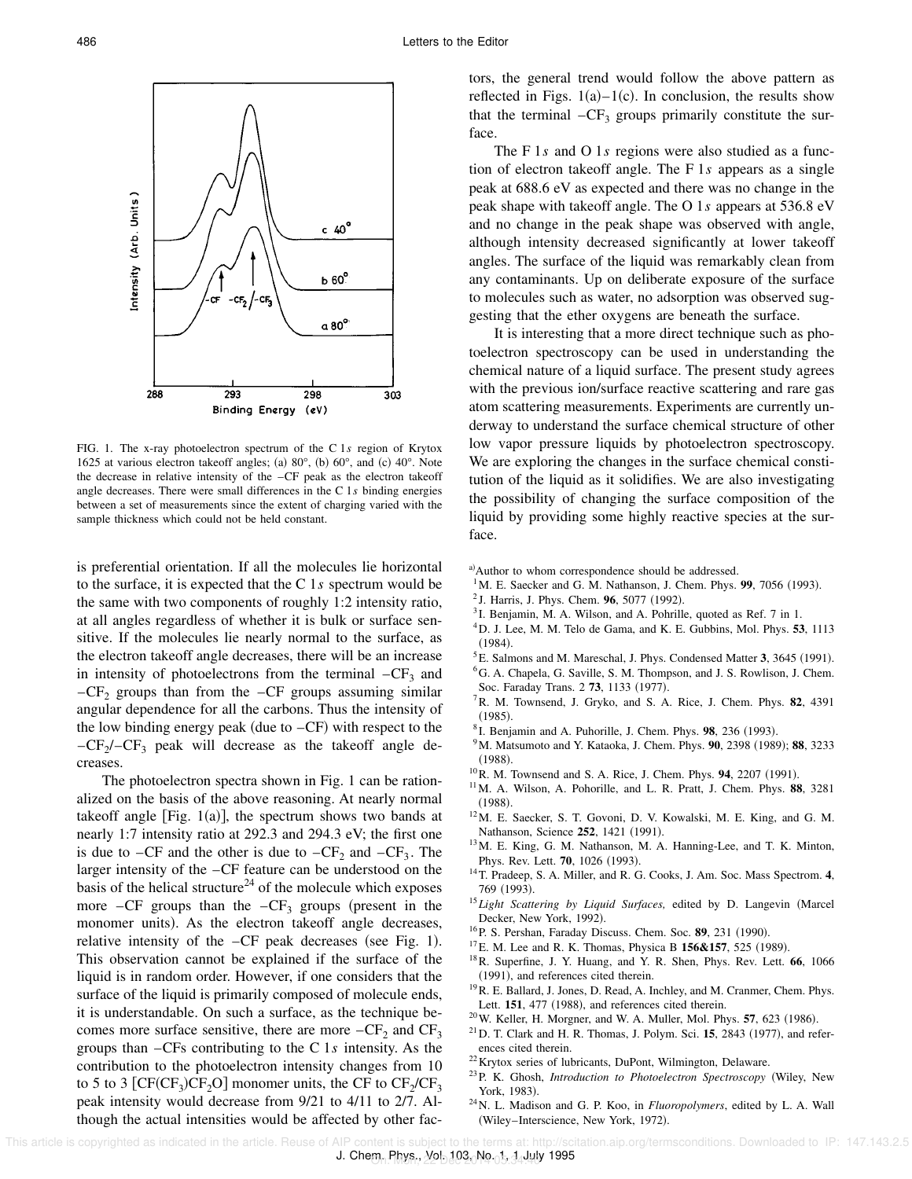c 40°

b 60°

a 80°

-CF

$-CF_2/-CF_3$

Intensity (Arb. Units)

288

293

298

303

Binding Energy (eV)

FIG. 1. The x-ray photoelectron spectrum of the C 1*s* region of Krytox 1625 at various electron takeoff angles; (a) 80°, (b) 60°, and (c) 40°. Note the decrease in relative intensity of the –CF peak as the electron takeoff angle decreases. There were small differences in the C 1*s* binding energies between a set of measurements since the extent of charging varied with the sample thickness which could not be held constant.

is preferential orientation. If all the molecules lie horizontal to the surface, it is expected that the C 1*s* spectrum would be the same with two components of roughly 1:2 intensity ratio, at all angles regardless of whether it is bulk or surface sensitive. If the molecules lie nearly normal to the surface, as the electron takeoff angle decreases, there will be an increase in intensity of photoelectrons from the terminal $-CF_3$ and $-CF_2$ groups than from the –CF groups assuming similar angular dependence for all the carbons. Thus the intensity of the low binding energy peak (due to –CF) with respect to the $-CF_2/-CF_3$ peak will decrease as the takeoff angle decreases.

The photoelectron spectra shown in Fig. 1 can be rationalized on the basis of the above reasoning. At nearly normal takeoff angle [Fig. 1(a)], the spectrum shows two bands at nearly 1:7 intensity ratio at 292.3 and 294.3 eV; the first one is due to –CF and the other is due to $-CF_2$ and $-CF_3$. The larger intensity of the –CF feature can be understood on the basis of the helical structure[24] of the molecule which exposes more –CF groups than the $-CF_3$ groups (present in the monomer units). As the electron takeoff angle decreases, relative intensity of the –CF peak decreases (see Fig. 1). This observation cannot be explained if the surface of the liquid is in random order. However, if one considers that the surface of the liquid is primarily composed of molecule ends, it is understandable. On such a surface, as the technique becomes more surface sensitive, there are more $-CF_2$ and $CF_3$ groups than –CFs contributing to the C 1*s* intensity. As the contribution to the photoelectron intensity changes from 10 to 5 to 3 $[CF(CF_3)CF_2O]$ monomer units, the CF to $CF_2/CF_3$ peak intensity would decrease from 9/21 to 4/11 to 2/7. Although the actual intensities would be affected by other factors, the general trend would follow the above pattern as reflected in Figs. 1(a)–1(c). In conclusion, the results show that the terminal $-CF_3$ groups primarily constitute the surface.

The F 1*s* and O 1*s* regions were also studied as a function of electron takeoff angle. The F 1*s* appears as a single peak at 688.6 eV as expected and there was no change in the peak shape with takeoff angle. The O 1*s* appears at 536.8 eV and no change in the peak shape was observed with angle, although intensity decreased significantly at lower takeoff angles. The surface of the liquid was remarkably clean from any contaminants. Up on deliberate exposure of the surface to molecules such as water, no adsorption was observed suggesting that the ether oxygens are beneath the surface.

It is interesting that a more direct technique such as photoelectron spectroscopy can be used in understanding the chemical nature of a liquid surface. The present study agrees with the previous ion/surface reactive scattering and rare gas atom scattering measurements. Experiments are currently underway to understand the surface chemical structure of other low vapor pressure liquids by photoelectron spectroscopy. We are exploring the changes in the surface chemical constitution of the liquid as it solidifies. We are also investigating the possibility of changing the surface composition of the liquid by providing some highly reactive species at the surface.

[a]Author to whom correspondence should be addressed.
[1]M. E. Saecker and G. M. Nathanson, J. Chem. Phys. **99**, 7056 (1993).
[2]J. Harris, J. Phys. Chem. **96**, 5077 (1992).
[3]I. Benjamin, M. A. Wilson, and A. Pohrille, quoted as Ref. 7 in 1.
[4]D. J. Lee, M. M. Telo de Gama, and K. E. Gubbins, Mol. Phys. **53**, 1113 (1984).
[5]E. Salmons and M. Mareschal, J. Phys. Condensed Matter **3**, 3645 (1991).
[6]G. A. Chapela, G. Saville, S. M. Thompson, and J. S. Rowlison, J. Chem. Soc. Faraday Trans. 2 **73**, 1133 (1977).
[7]R. M. Townsend, J. Gryko, and S. A. Rice, J. Chem. Phys. **82**, 4391 (1985).
[8]I. Benjamin and A. Puhorille, J. Chem. Phys. **98**, 236 (1993).
[9]M. Matsumoto and Y. Kataoka, J. Chem. Phys. **90**, 2398 (1989); **88**, 3233 (1988).
[10]R. M. Townsend and S. A. Rice, J. Chem. Phys. **94**, 2207 (1991).
[11]M. A. Wilson, A. Pohorille, and L. R. Pratt, J. Chem. Phys. **88**, 3281 (1988).
[12]M. E. Saecker, S. T. Govoni, D. V. Kowalski, M. E. King, and G. M. Nathanson, Science **252**, 1421 (1991).
[13]M. E. King, G. M. Nathanson, M. A. Hanning-Lee, and T. K. Minton, Phys. Rev. Lett. **70**, 1026 (1993).
[14]T. Pradeep, S. A. Miller, and R. G. Cooks, J. Am. Soc. Mass Spectrom. **4**, 769 (1993).
[15]*Light Scattering by Liquid Surfaces,* edited by D. Langevin (Marcel Decker, New York, 1992).
[16]P. S. Pershan, Faraday Discuss. Chem. Soc. **89**, 231 (1990).
[17]E. M. Lee and R. K. Thomas, Physica B **156&157**, 525 (1989).
[18]R. Superfine, J. Y. Huang, and Y. R. Shen, Phys. Rev. Lett. **66**, 1066 (1991), and references cited therein.
[19]R. E. Ballard, J. Jones, D. Read, A. Inchley, and M. Cranmer, Chem. Phys. Lett. **151**, 477 (1988), and references cited therein.
[20]W. Keller, H. Morgner, and W. A. Muller, Mol. Phys. **57**, 623 (1986).
[21]D. T. Clark and H. R. Thomas, J. Polym. Sci. **15**, 2843 (1977), and references cited therein.
[22]Krytox series of lubricants, DuPont, Wilmington, Delaware.
[23]P. K. Ghosh, *Introduction to Photoelectron Spectroscopy* (Wiley, New York, 1983).
[24]N. L. Madison and G. P. Koo, in *Fluoropolymers*, edited by L. A. Wall (Wiley–Interscience, New York, 1972).